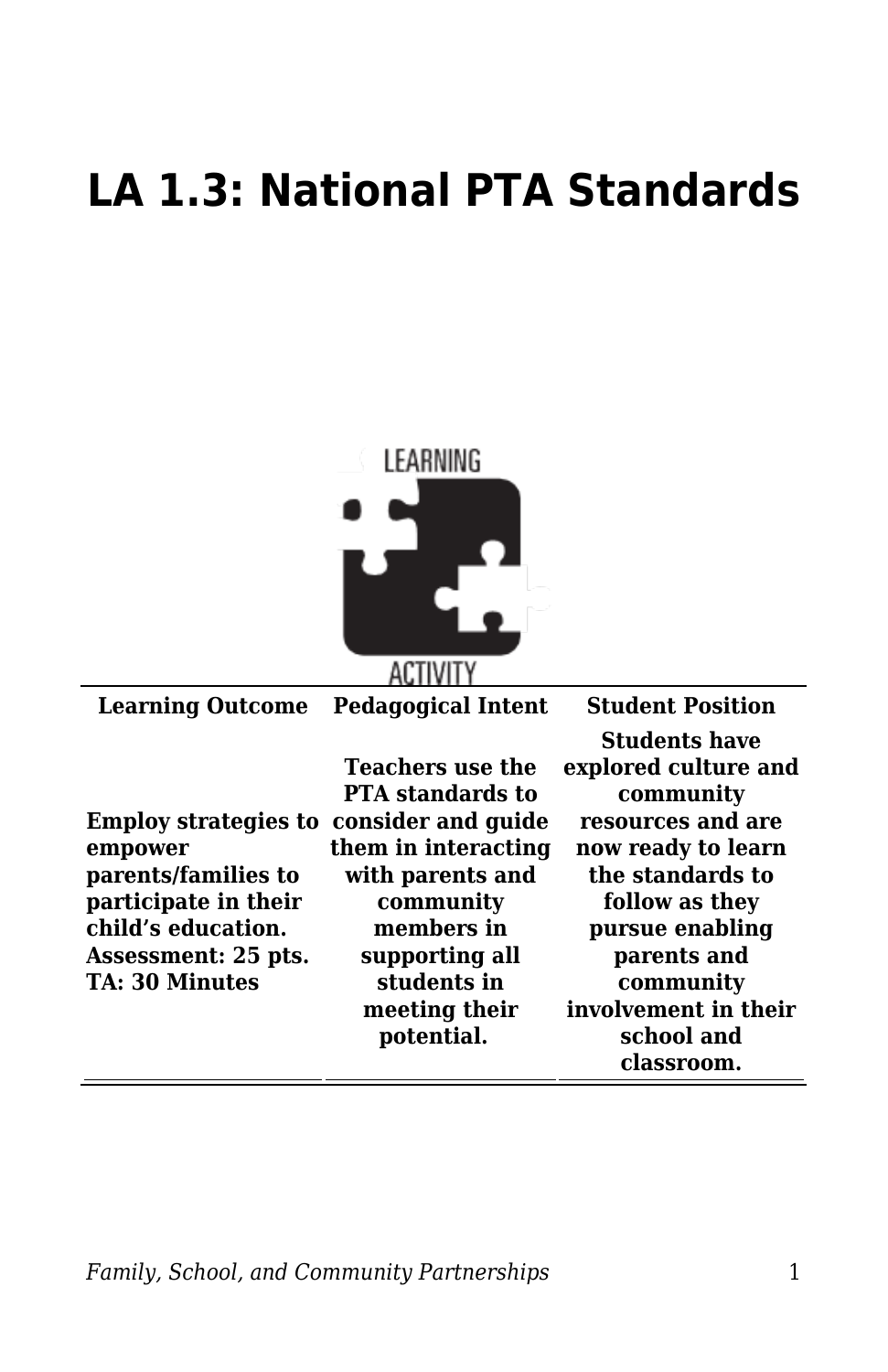# LA 1.3: National PTA Standards

| Learning Outcome | Pedagogical Intent | Student Position |
|---|---|---|
| **Employ strategies to empower parents/families to participate in their child's education. Assessment: 25 pts. TA: 30 Minutes** | **Teachers use the PTA standards to consider and guide them in interacting with parents and community members in supporting all students in meeting their potential.** | **Students have explored culture and community resources and are now ready to learn the standards to follow as they pursue enabling parents and community involvement in their school and classroom.** |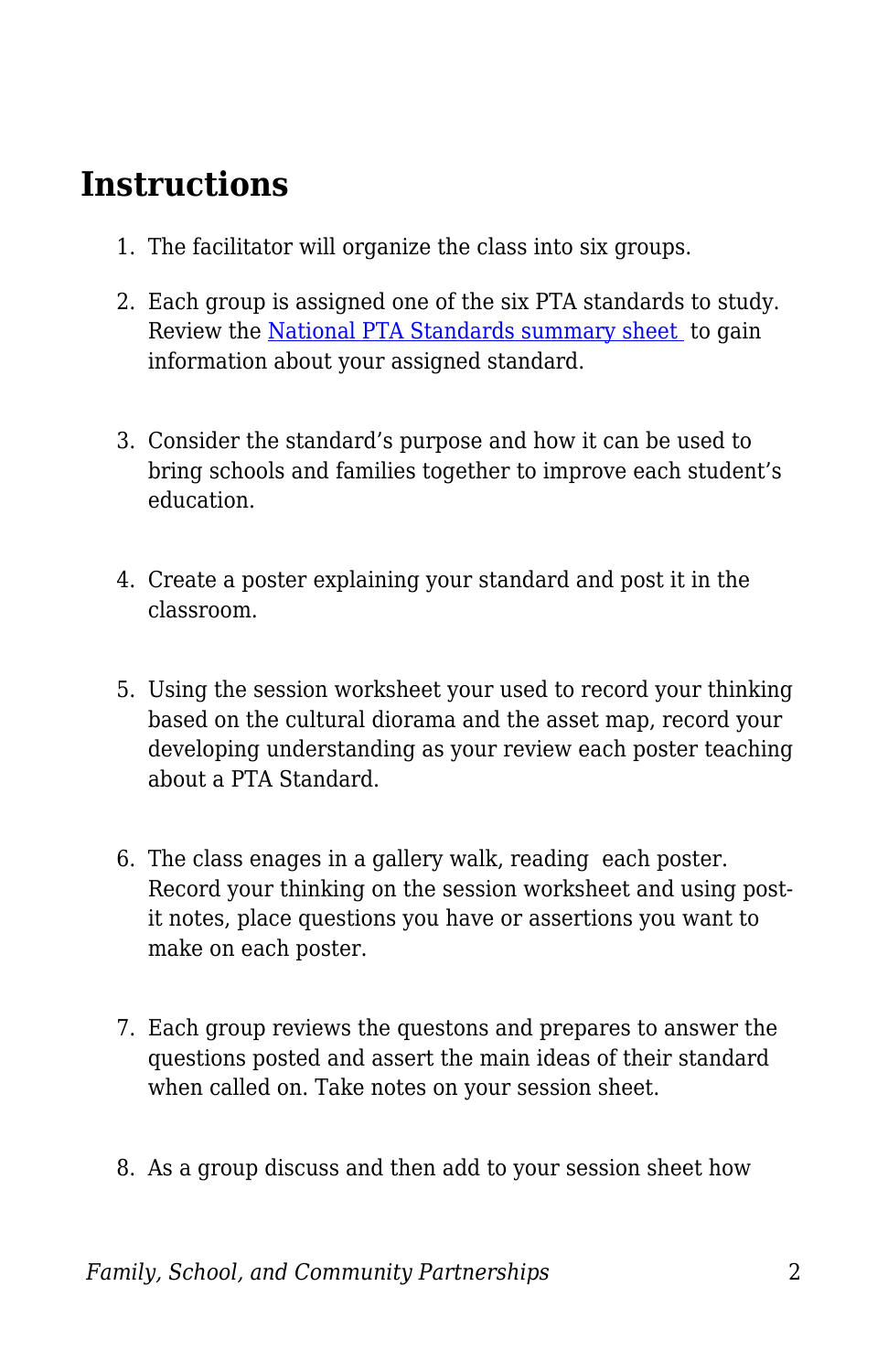## Instructions

1. The facilitator will organize the class into six groups.
2. Each group is assigned one of the six PTA standards to study. Review the [National PTA Standards summary sheet ](#) to gain information about your assigned standard.
3. Consider the standard's purpose and how it can be used to bring schools and families together to improve each student's education.
4. Create a poster explaining your standard and post it in the classroom.
5. Using the session worksheet your used to record your thinking based on the cultural diorama and the asset map, record your developing understanding as your review each poster teaching about a PTA Standard.
6. The class enages in a gallery walk, reading  each poster. Record your thinking on the session worksheet and using post-it notes, place questions you have or assertions you want to make on each poster.
7. Each group reviews the questons and prepares to answer the questions posted and assert the main ideas of their standard when called on. Take notes on your session sheet.
8. As a group discuss and then add to your session sheet how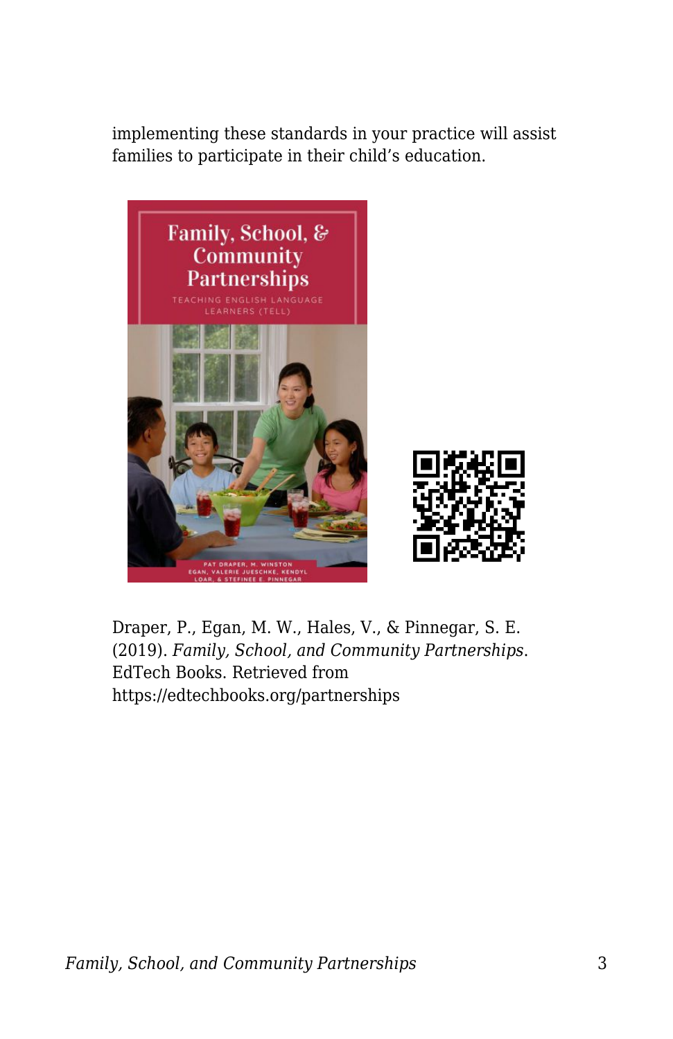implementing these standards in your practice will assist families to participate in their child's education.

Draper, P., Egan, M. W., Hales, V., & Pinnegar, S. E. (2019). *Family, School, and Community Partnerships*. EdTech Books. Retrieved from https://edtechbooks.org/partnerships